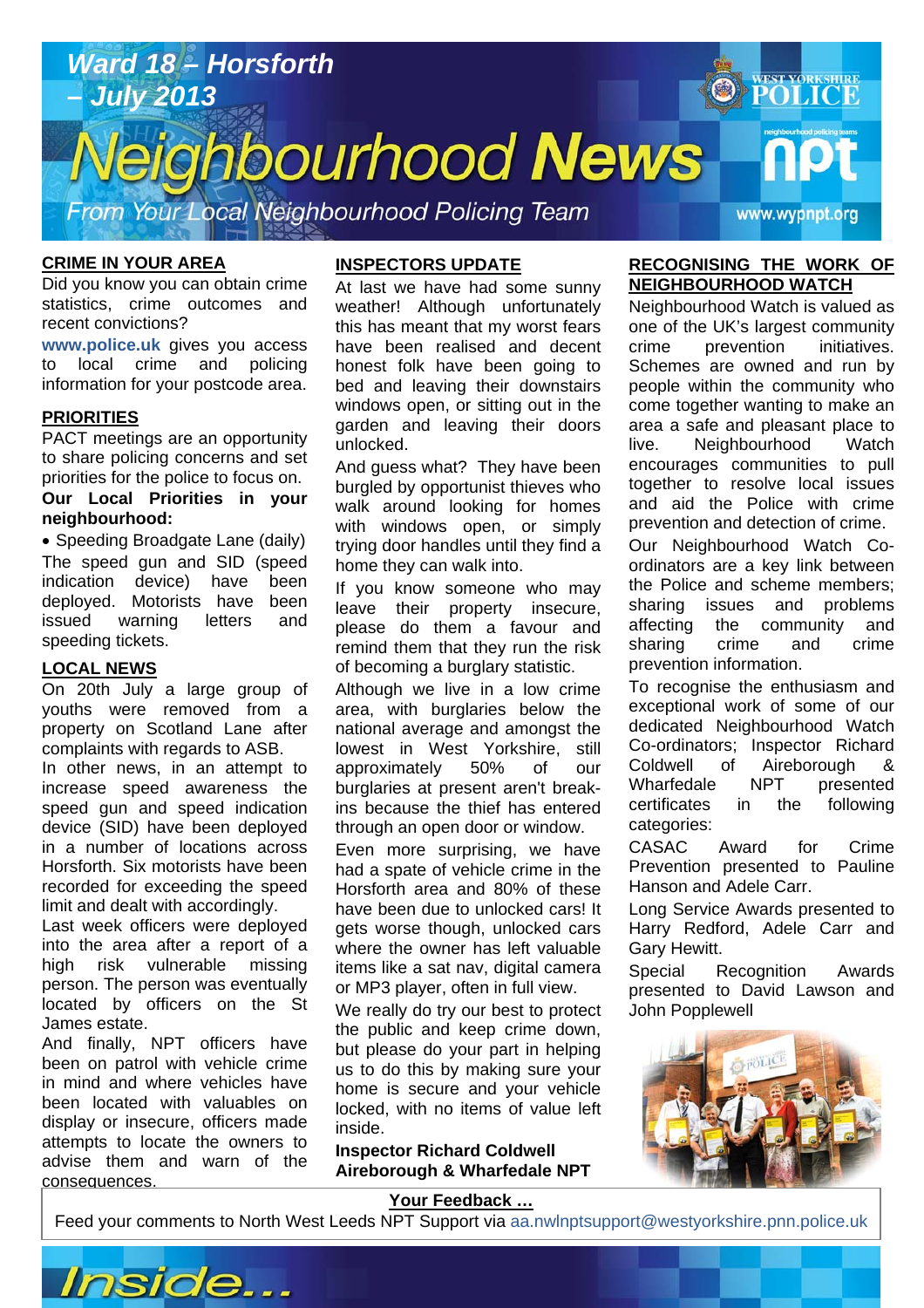# Ward 18 – Horsforth – July 2013

# Neighbourhood News

From Your Local Neighbourhood Policing Team

www.wypnpt.org

## CRIME IN YOUR AREA

Did you know you can obtain crime statistics, crime outcomes and recent convictions?

www.police.uk gives you access to local crime and policing information for your postcode area.

## PRIORITIES

PACT meetings are an opportunity to share policing concerns and set priorities for the police to focus on.

**Our Local Priorities in your neighbourhood:**

- Speeding Broadgate Lane (daily)

The speed gun and SID (speed indication device) have been deployed. Motorists have been issued warning letters and speeding tickets.

## LOCAL NEWS

On 20th July a large group of youths were removed from a property on Scotland Lane after complaints with regards to ASB.

In other news, in an attempt to increase speed awareness the speed gun and speed indication device (SID) have been deployed in a number of locations across Horsforth. Six motorists have been recorded for exceeding the speed limit and dealt with accordingly.

Last week officers were deployed into the area after a report of a high risk vulnerable missing person. The person was eventually located by officers on the St James estate.

And finally, NPT officers have been on patrol with vehicle crime in mind and where vehicles have been located with valuables on display or insecure, officers made attempts to locate the owners to advise them and warn of the consequences.

## INSPECTORS UPDATE

At last we have had some sunny weather! Although unfortunately this has meant that my worst fears have been realised and decent honest folk have been going to bed and leaving their downstairs windows open, or sitting out in the garden and leaving their doors unlocked.

And guess what? They have been burgled by opportunist thieves who walk around looking for homes with windows open, or simply trying door handles until they find a home they can walk into.

If you know someone who may leave their property insecure, please do them a favour and remind them that they run the risk of becoming a burglary statistic.

Although we live in a low crime area, with burglaries below the national average and amongst the lowest in West Yorkshire, still approximately 50% of our burglaries at present aren't break-ins because the thief has entered through an open door or window.

Even more surprising, we have had a spate of vehicle crime in the Horsforth area and 80% of these have been due to unlocked cars! It gets worse though, unlocked cars where the owner has left valuable items like a sat nav, digital camera or MP3 player, often in full view.

We really do try our best to protect the public and keep crime down, but please do your part in helping us to do this by making sure your home is secure and your vehicle locked, with no items of value left inside.

**Inspector Richard Coldwell**
**Aireborough & Wharfedale NPT**

## RECOGNISING THE WORK OF NEIGHBOURHOOD WATCH

Neighbourhood Watch is valued as one of the UK's largest community crime prevention initiatives. Schemes are owned and run by people within the community who come together wanting to make an area a safe and pleasant place to live. Neighbourhood Watch encourages communities to pull together to resolve local issues and aid the Police with crime prevention and detection of crime.

Our Neighbourhood Watch Co-ordinators are a key link between the Police and scheme members; sharing issues and problems affecting the community and sharing crime and crime prevention information.

To recognise the enthusiasm and exceptional work of some of our dedicated Neighbourhood Watch Co-ordinators; Inspector Richard Coldwell of Aireborough & Wharfedale NPT presented certificates in the following categories:

CASAC Award for Crime Prevention presented to Pauline Hanson and Adele Carr.

Long Service Awards presented to Harry Redford, Adele Carr and Gary Hewitt.

Special Recognition Awards presented to David Lawson and John Popplewell

## Your Feedback …

Feed your comments to North West Leeds NPT Support via aa.nwlnptsupport@westyorkshire.pnn.police.uk

Inside...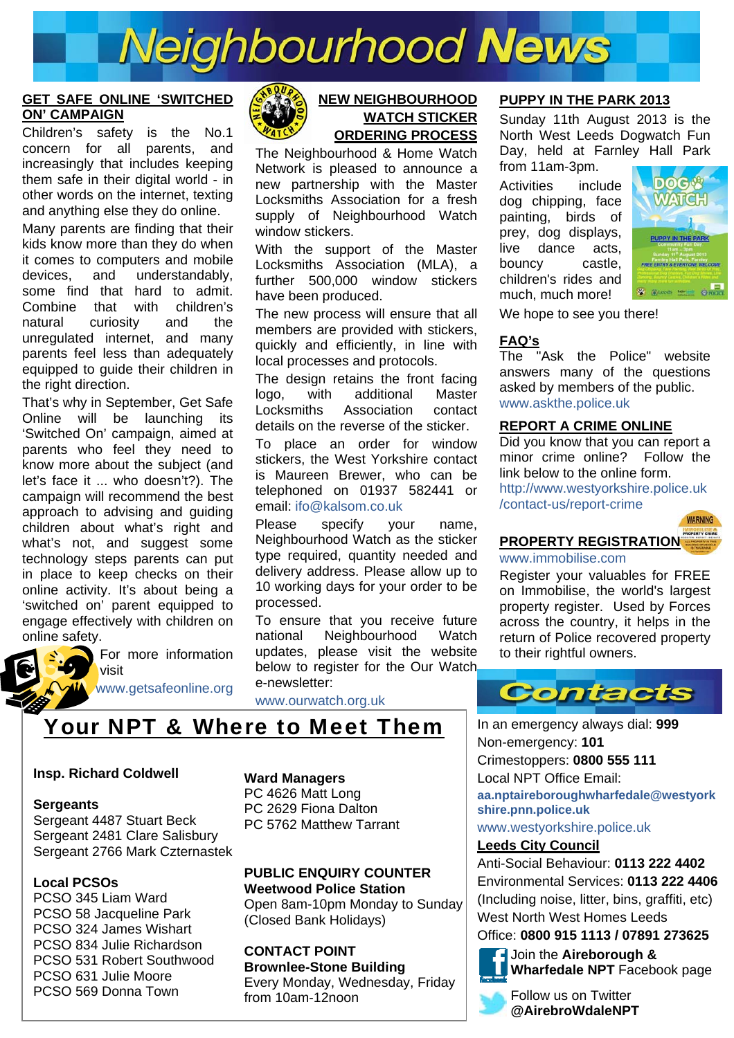# Neighbourhood News

## GET SAFE ONLINE 'SWITCHED ON' CAMPAIGN

Children's safety is the No.1 concern for all parents, and increasingly that includes keeping them safe in their digital world - in other words on the internet, texting and anything else they do online.

Many parents are finding that their kids know more than they do when it comes to computers and mobile devices, and understandably, some find that hard to admit. Combine that with children's natural curiosity and the unregulated internet, and many parents feel less than adequately equipped to guide their children in the right direction.

That's why in September, Get Safe Online will be launching its 'Switched On' campaign, aimed at parents who feel they need to know more about the subject (and let's face it ... who doesn't?). The campaign will recommend the best approach to advising and guiding children about what's right and what's not, and suggest some technology steps parents can put in place to keep checks on their online activity. It's about being a 'switched on' parent equipped to engage effectively with children on online safety.

For more information visit www.getsafeonline.org

## NEW NEIGHBOURHOOD WATCH STICKER ORDERING PROCESS

The Neighbourhood & Home Watch Network is pleased to announce a new partnership with the Master Locksmiths Association for a fresh supply of Neighbourhood Watch window stickers.

With the support of the Master Locksmiths Association (MLA), a further 500,000 window stickers have been produced.

The new process will ensure that all members are provided with stickers, quickly and efficiently, in line with local processes and protocols.

The design retains the front facing logo, with additional Master Locksmiths Association contact details on the reverse of the sticker.

To place an order for window stickers, the West Yorkshire contact is Maureen Brewer, who can be telephoned on 01937 582441 or email: ifo@kalsom.co.uk

Please specify your name, Neighbourhood Watch as the sticker type required, quantity needed and delivery address. Please allow up to 10 working days for your order to be processed.

To ensure that you receive future national Neighbourhood Watch updates, please visit the website below to register for the Our Watch e-newsletter:

www.ourwatch.org.uk

## PUPPY IN THE PARK 2013

Sunday 11th August 2013 is the North West Leeds Dogwatch Fun Day, held at Farnley Hall Park from 11am-3pm.

Activities include dog chipping, face painting, birds of prey, dog displays, live dance acts, bouncy castle, children's rides and much, much more!

We hope to see you there!

## FAQ's

The "Ask the Police" website answers many of the questions asked by members of the public.
www.askthe.police.uk

## REPORT A CRIME ONLINE

Did you know that you can report a minor crime online? Follow the link below to the online form.
http://www.westyorkshire.police.uk/contact-us/report-crime

## PROPERTY REGISTRATION

www.immobilise.com

Register your valuables for FREE on Immobilise, the world's largest property register. Used by Forces across the country, it helps in the return of Police recovered property to their rightful owners.

## Your NPT & Where to Meet Them

**Insp. Richard Coldwell**

**Sergeants**
Sergeant 4487 Stuart Beck
Sergeant 2481 Clare Salisbury
Sergeant 2766 Mark Czternastek

**Local PCSOs**
PCSO 345 Liam Ward
PCSO 58 Jacqueline Park
PCSO 324 James Wishart
PCSO 834 Julie Richardson
PCSO 531 Robert Southwood
PCSO 631 Julie Moore
PCSO 569 Donna Town

**Ward Managers**
PC 4626 Matt Long
PC 2629 Fiona Dalton
PC 5762 Matthew Tarrant

**PUBLIC ENQUIRY COUNTER**
**Weetwood Police Station**
Open 8am-10pm Monday to Sunday
(Closed Bank Holidays)

**CONTACT POINT**
**Brownlee-Stone Building**
Every Monday, Wednesday, Friday from 10am-12noon

## Contacts

In an emergency always dial: **999**
Non-emergency: **101**
Crimestoppers: **0800 555 111**
Local NPT Office Email:
**aa.nptaireboroughwharfedale@westyorkshire.pnn.police.uk**
www.westyorkshire.police.uk

**Leeds City Council**
Anti-Social Behaviour: **0113 222 4402**
Environmental Services: **0113 222 4406**
(Including noise, litter, bins, graffiti, etc)
West North West Homes Leeds
Office: **0800 915 1113 / 07891 273625**

Join the **Aireborough & Wharfedale NPT** Facebook page

Follow us on Twitter **@AirebroWdaleNPT**